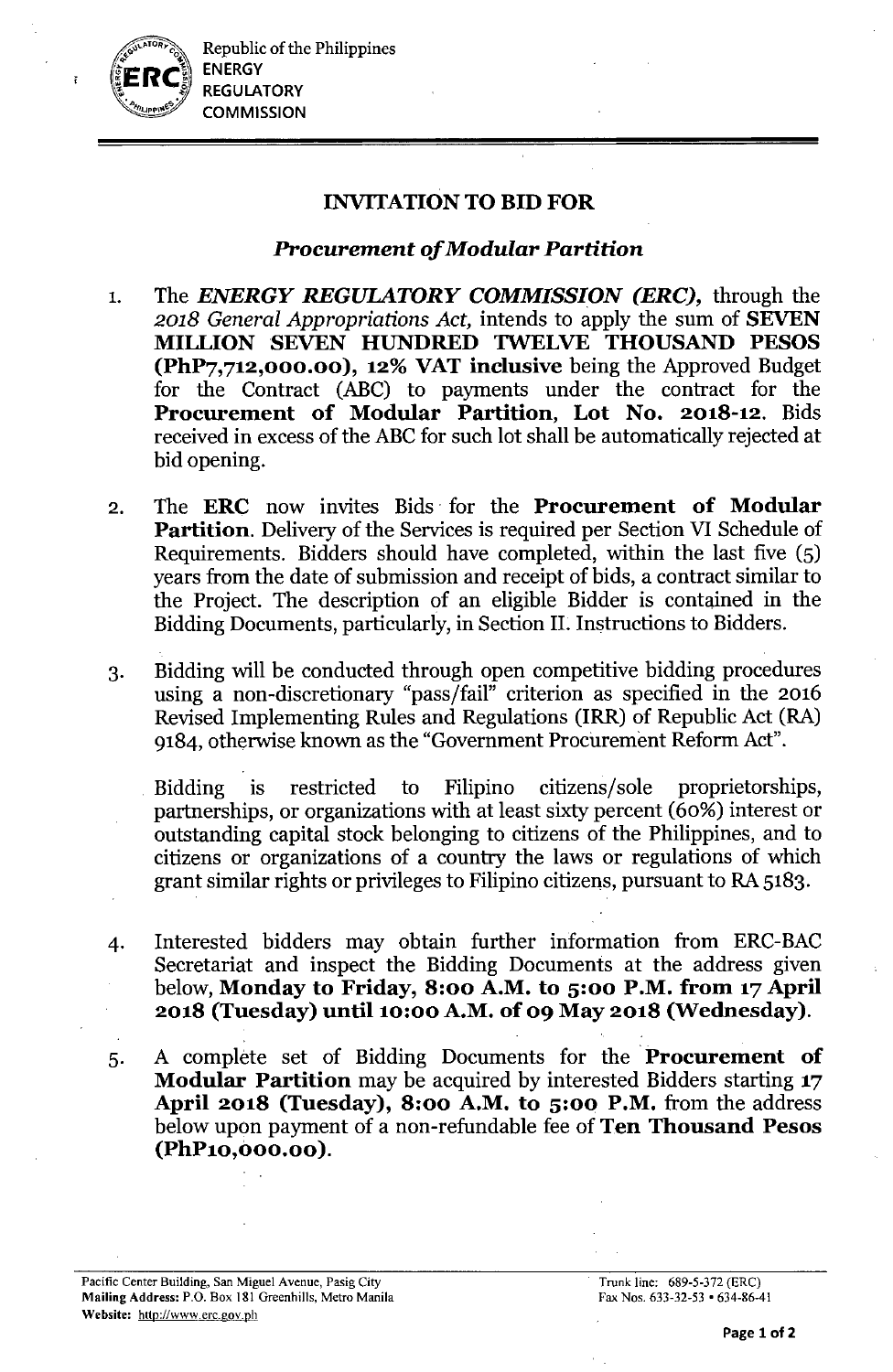Republic of the Philippines
ENERGY
REGULATORY
COMMISSION

## INVITATION TO BID FOR

### *Procurement of Modular Partition*

1. The ***ENERGY REGULATORY COMMISSION (ERC),*** through the *2018 General Appropriations Act,* intends to apply the sum of **SEVEN MILLION SEVEN HUNDRED TWELVE THOUSAND PESOS (PhP7,712,000.00), 12% VAT inclusive** being the Approved Budget for the Contract (ABC) to payments under the contract for the **Procurement of Modular Partition, Lot No. 2018-12.** Bids received in excess of the ABC for such lot shall be automatically rejected at bid opening.

2. The **ERC** now invites Bids for the **Procurement of Modular Partition.** Delivery of the Services is required per Section VI Schedule of Requirements. Bidders should have completed, within the last five (5) years from the date of submission and receipt of bids, a contract similar to the Project. The description of an eligible Bidder is contained in the Bidding Documents, particularly, in Section II. Instructions to Bidders.

3. Bidding will be conducted through open competitive bidding procedures using a non-discretionary "pass/fail" criterion as specified in the 2016 Revised Implementing Rules and Regulations (IRR) of Republic Act (RA) 9184, otherwise known as the "Government Procurement Reform Act".

   Bidding is restricted to Filipino citizens/sole proprietorships, partnerships, or organizations with at least sixty percent (60%) interest or outstanding capital stock belonging to citizens of the Philippines, and to citizens or organizations of a country the laws or regulations of which grant similar rights or privileges to Filipino citizens, pursuant to RA 5183.

4. Interested bidders may obtain further information from ERC-BAC Secretariat and inspect the Bidding Documents at the address given below, **Monday to Friday, 8:00 A.M. to 5:00 P.M. from 17 April 2018 (Tuesday) until 10:00 A.M. of 09 May 2018 (Wednesday).**

5. A complete set of Bidding Documents for the **Procurement of Modular Partition** may be acquired by interested Bidders starting **17 April 2018 (Tuesday), 8:00 A.M. to 5:00 P.M.** from the address below upon payment of a non-refundable fee of **Ten Thousand Pesos (PhP10,000.00).**

Pacific Center Building, San Miguel Avenue, Pasig City
**Mailing Address:** P.O. Box 181 Greenhills, Metro Manila
**Website:** http://www.erc.gov.ph

Trunk line: 689-5-372 (ERC)
Fax Nos. 633-32-53 • 634-86-41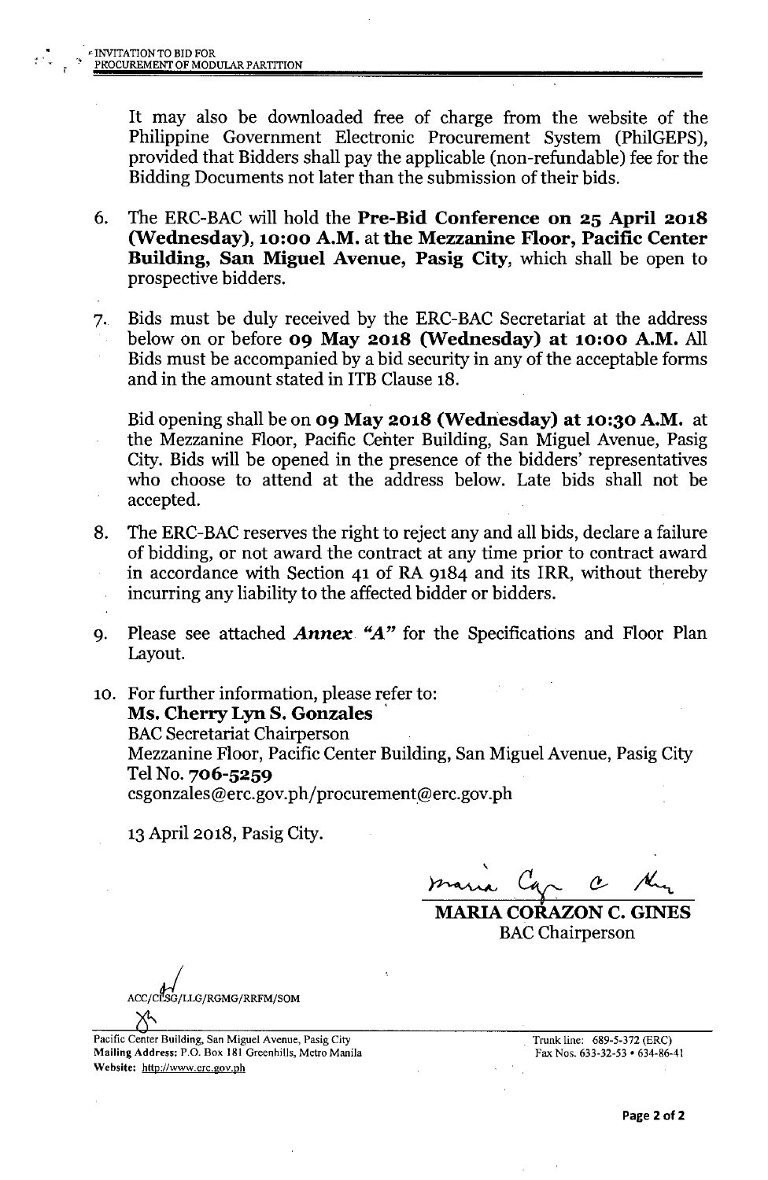It may also be downloaded free of charge from the website of the Philippine Government Electronic Procurement System (PhilGEPS), provided that Bidders shall pay the applicable (non-refundable) fee for the Bidding Documents not later than the submission of their bids.

6. The ERC-BAC will hold the **Pre-Bid Conference on 25 April 2018 (Wednesday), 10:00 A.M.** at **the Mezzanine Floor, Pacific Center Building, San Miguel Avenue, Pasig City**, which shall be open to prospective bidders.

7. Bids must be duly received by the ERC-BAC Secretariat at the address below on or before **09 May 2018 (Wednesday) at 10:00 A.M.** All Bids must be accompanied by a bid security in any of the acceptable forms and in the amount stated in ITB Clause 18.

   Bid opening shall be on **09 May 2018 (Wednesday) at 10:30 A.M.** at the Mezzanine Floor, Pacific Center Building, San Miguel Avenue, Pasig City. Bids will be opened in the presence of the bidders' representatives who choose to attend at the address below. Late bids shall not be accepted.

8. The ERC-BAC reserves the right to reject any and all bids, declare a failure of bidding, or not award the contract at any time prior to contract award in accordance with Section 41 of RA 9184 and its IRR, without thereby incurring any liability to the affected bidder or bidders.

9. Please see attached ***Annex "A"*** for the Specifications and Floor Plan Layout.

10. For further information, please refer to:
    **Ms. Cherry Lyn S. Gonzales**
    BAC Secretariat Chairperson
    Mezzanine Floor, Pacific Center Building, San Miguel Avenue, Pasig City
    Tel No. **706-5259**
    csgonzales@erc.gov.ph/procurement@erc.gov.ph

    13 April 2018, Pasig City.

**MARIA CORAZON C. GINES**
BAC Chairperson

ACC/CLSG/LLG/RGMG/RRFM/SOM

Pacific Center Building, San Miguel Avenue, Pasig City
**Mailing Address:** P.O. Box 181 Greenhills, Metro Manila
**Website:** http://www.erc.gov.ph

Trunk line: 689-5-372 (ERC)
Fax Nos. 633-32-53 • 634-86-41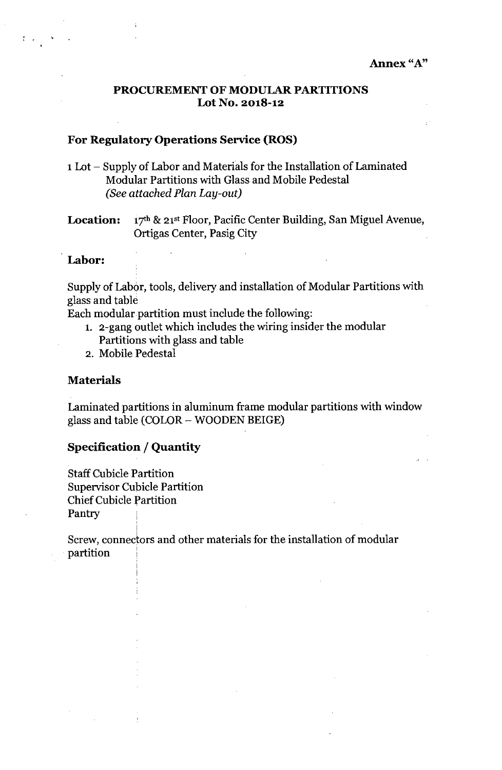**Annex "A"**

# PROCUREMENT OF MODULAR PARTITIONS
## Lot No. 2018-12

### For Regulatory Operations Service (ROS)

1 Lot – Supply of Labor and Materials for the Installation of Laminated Modular Partitions with Glass and Mobile Pedestal
*(See attached Plan Lay-out)*

**Location:** 17th & 21st Floor, Pacific Center Building, San Miguel Avenue, Ortigas Center, Pasig City

### Labor:

Supply of Labor, tools, delivery and installation of Modular Partitions with glass and table

Each modular partition must include the following:

1. 2-gang outlet which includes the wiring insider the modular Partitions with glass and table
2. Mobile Pedestal

### Materials

Laminated partitions in aluminum frame modular partitions with window glass and table (COLOR – WOODEN BEIGE)

### Specification / Quantity

Staff Cubicle Partition
Supervisor Cubicle Partition
Chief Cubicle Partition
Pantry

Screw, connectors and other materials for the installation of modular partition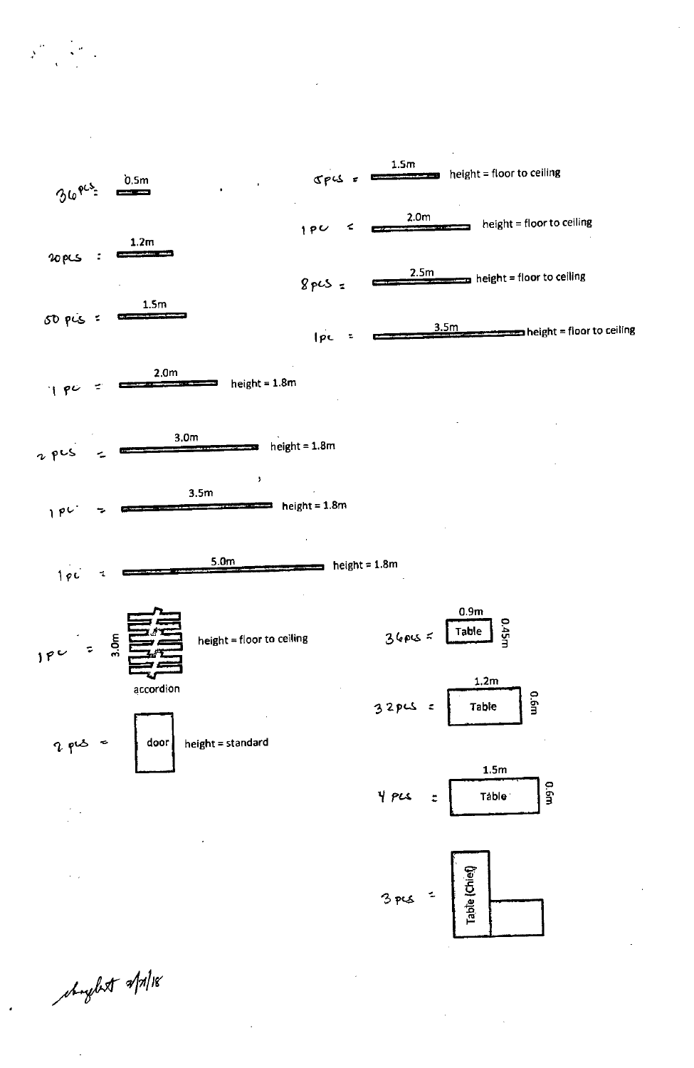36 pcs = 0.5m

20 pcs : 1.2m

50 pcs = 1.5m

1 pc = 2.0m height = 1.8m

2 pcs = 3.0m height = 1.8m

1 pc = 3.5m height = 1.8m

1 pc = 5.0m height = 1.8m

5 pcs = 1.5m height = floor to ceiling

1 pc = 2.0m height = floor to ceiling

8 pcs = 2.5m height = floor to ceiling

1 pc = 3.5m height = floor to ceiling

1 pc = 3.0m accordion height = floor to ceiling

2 pcs = door height = standard

36 pcs = Table 0.9m × 0.45m

32 pcs = Table 1.2m × 0.6m

4 pcs = Table 1.5m × 0.6m

3 pcs = Table (Chief)

checked 2/7/18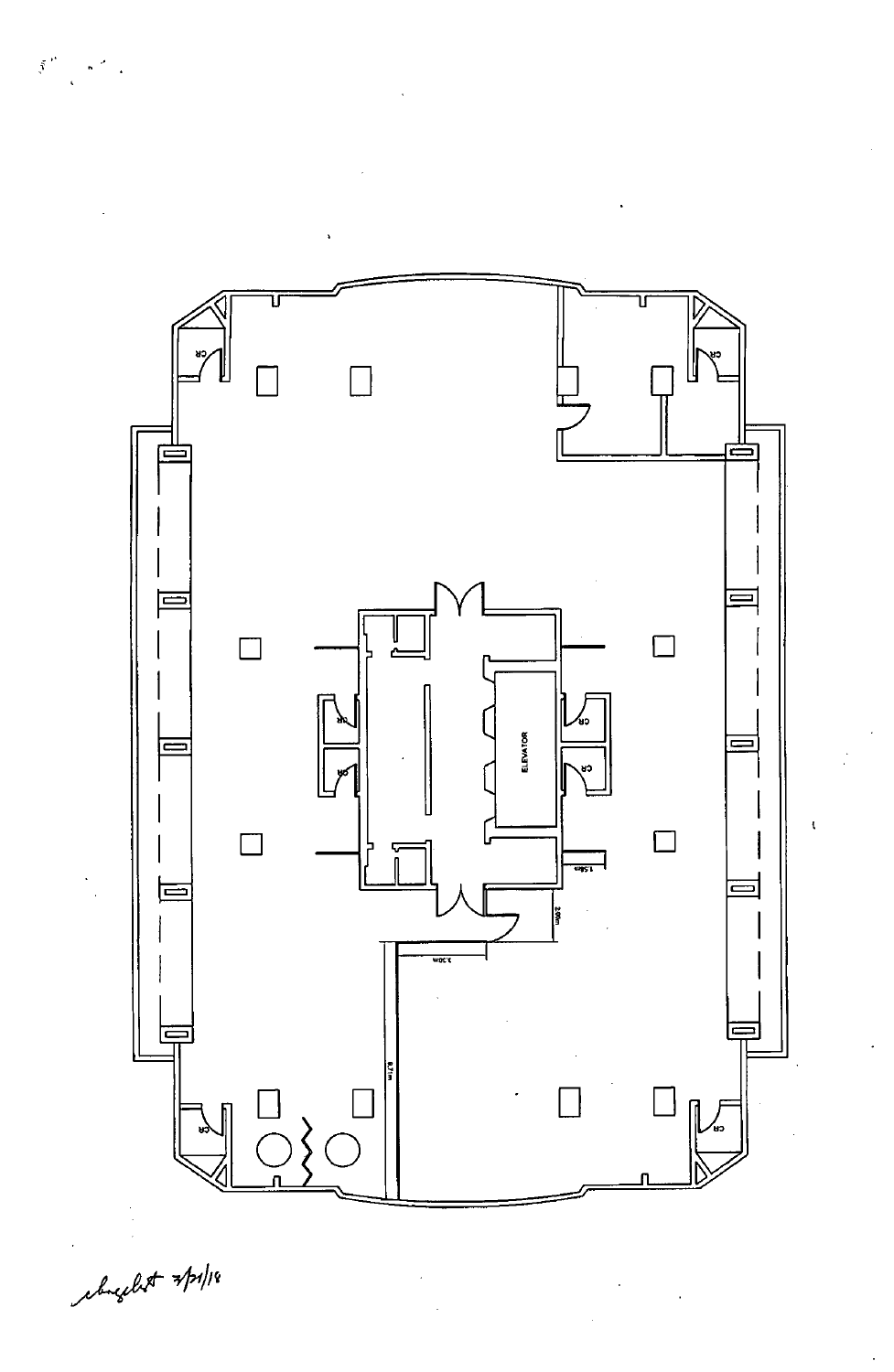CR

CR

CR

CR

ELEVATOR

CR

CR

1.58m

2.00m

3.30m

8.71m

CR

CR

chnglst 7/31/18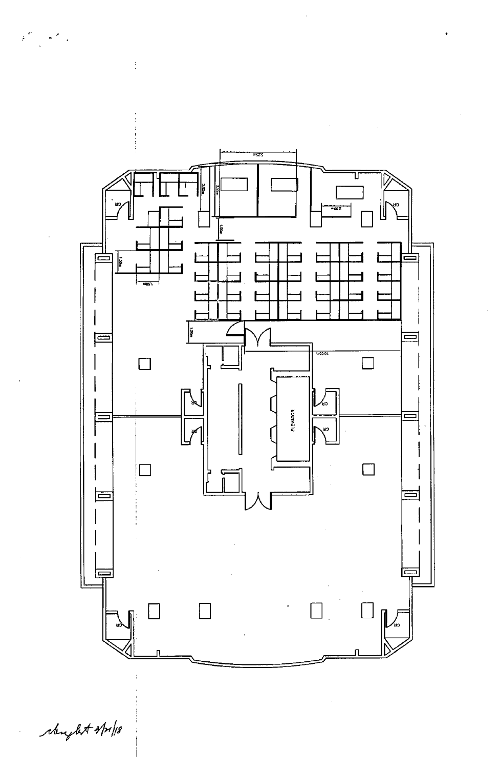5.25m

3.42m

3.55m

2.00m

1.50m

CR

CR

1.50m

1.50m

1.50m

10.65m

CR

CR

ELEVATOR

CR

CR

CR

CR

*[signature] 2/21/18*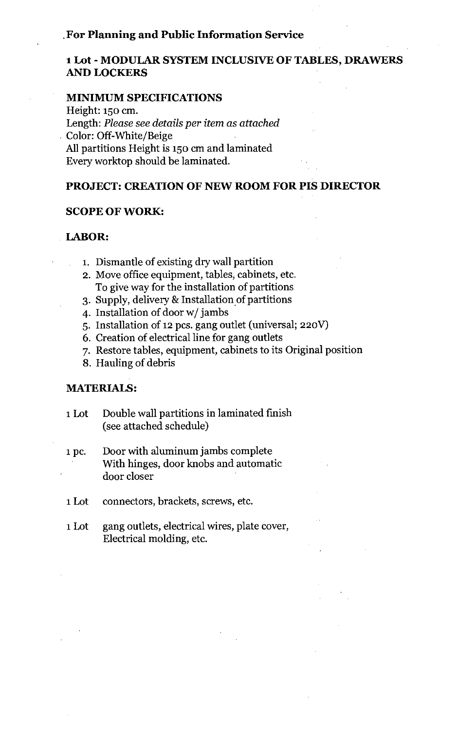**For Planning and Public Information Service**

**1 Lot - MODULAR SYSTEM INCLUSIVE OF TABLES, DRAWERS AND LOCKERS**

**MINIMUM SPECIFICATIONS**

Height: 150 cm.
Length: *Please see details per item as attached*
Color: Off-White/Beige
All partitions Height is 150 cm and laminated
Every worktop should be laminated.

**PROJECT: CREATION OF NEW ROOM FOR PIS DIRECTOR**

**SCOPE OF WORK:**

**LABOR:**

1. Dismantle of existing dry wall partition
2. Move office equipment, tables, cabinets, etc. To give way for the installation of partitions
3. Supply, delivery & Installation of partitions
4. Installation of door w/ jambs
5. Installation of 12 pcs. gang outlet (universal; 220V)
6. Creation of electrical line for gang outlets
7. Restore tables, equipment, cabinets to its Original position
8. Hauling of debris

**MATERIALS:**

| | |
|---|---|
| 1 Lot | Double wall partitions in laminated finish (see attached schedule) |
| 1 pc. | Door with aluminum jambs complete With hinges, door knobs and automatic door closer |
| 1 Lot | connectors, brackets, screws, etc. |
| 1 Lot | gang outlets, electrical wires, plate cover, Electrical molding, etc. |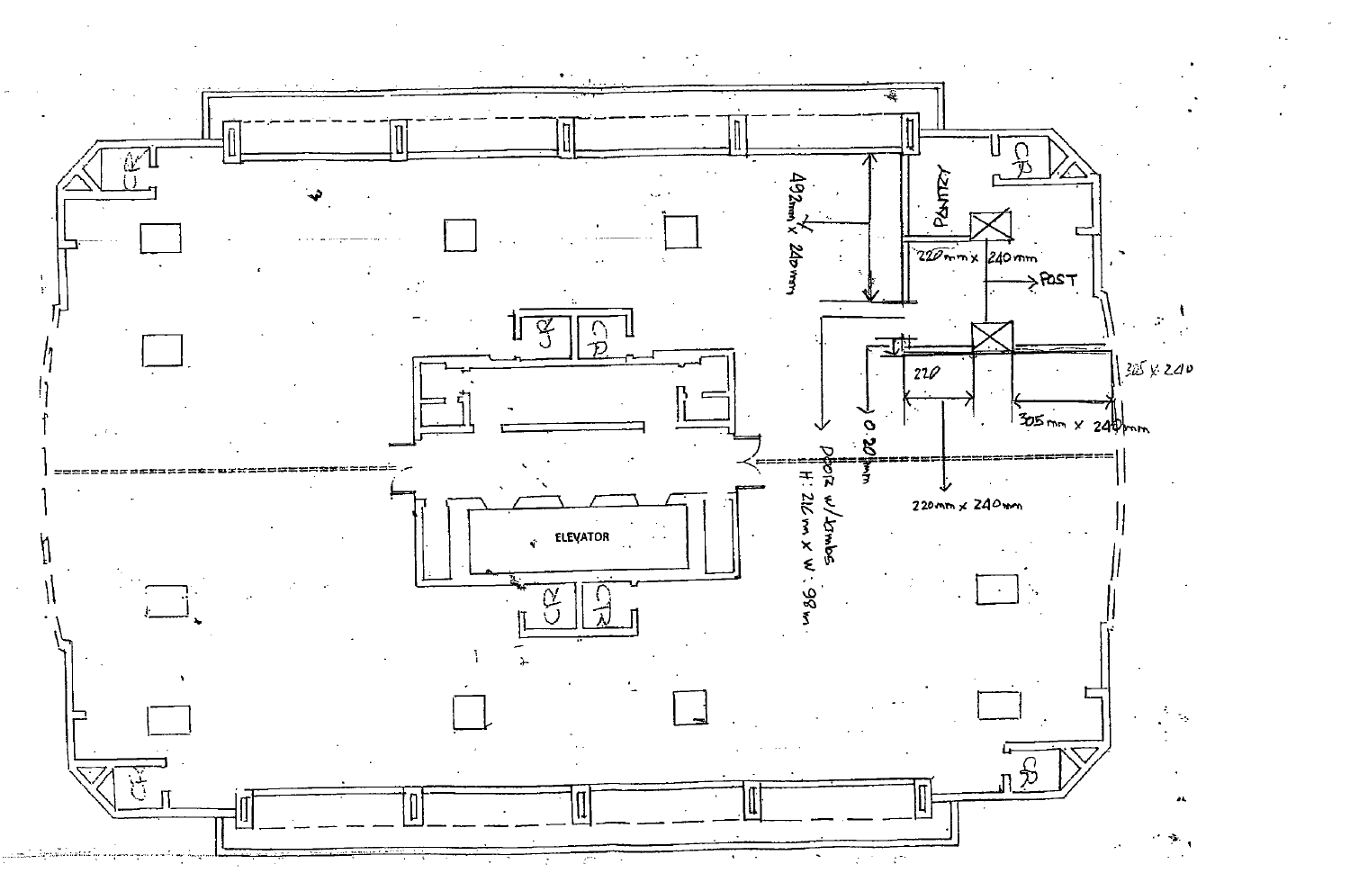PANTRY

CR

CR

CR

CR

CR

CR

CR

CR

ELEVATOR

492mm x 240mm

220mm x 240mm

POST

220

305 x 240

305mm x 240mm

0.20mm

DOOR w/ jambs
H: 2.16 m x W: .98 m

220mm x 240mm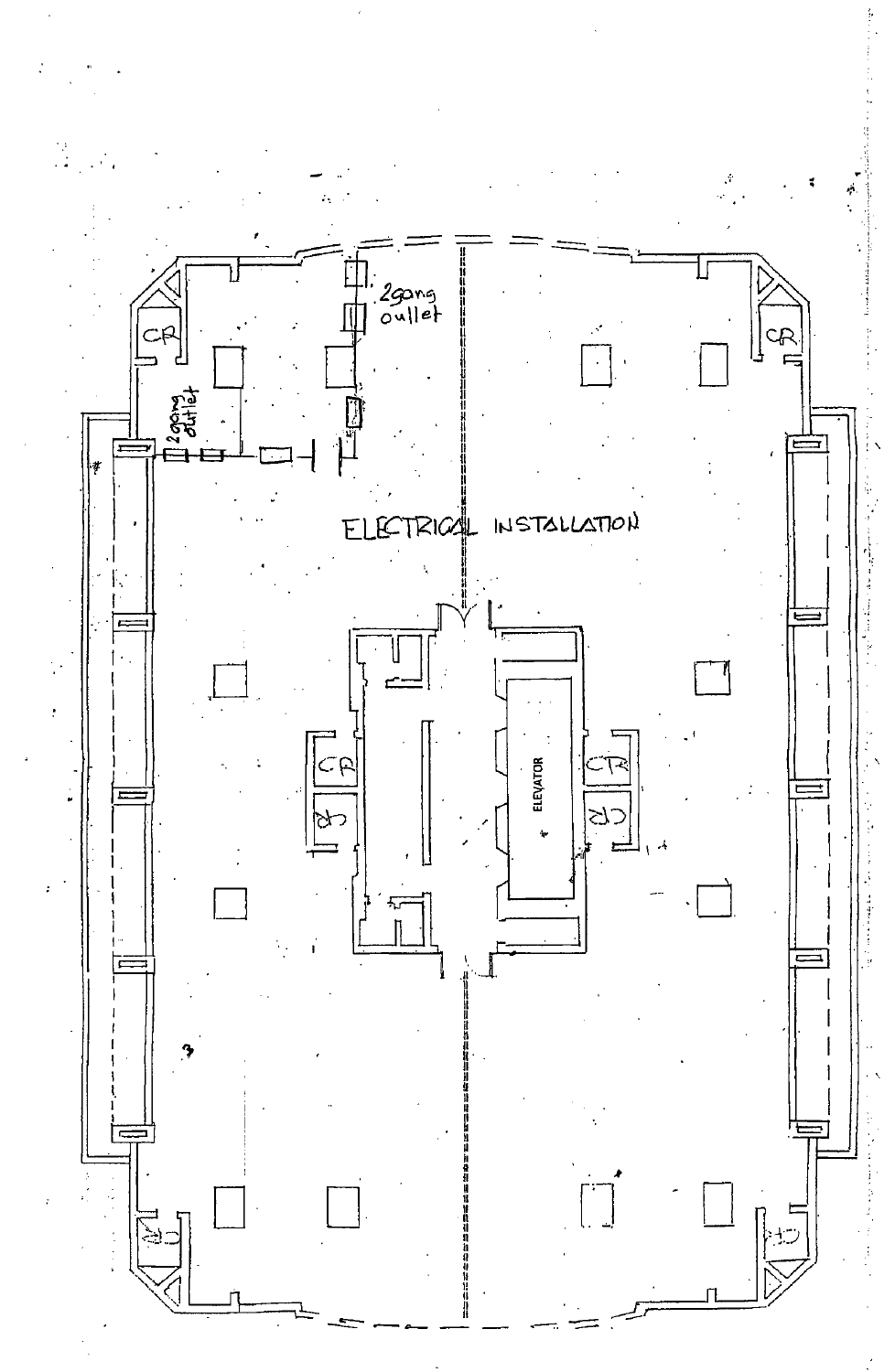ELECTRICAL INSTALLATION

2gang outlet

2gang outlet

CR

CR

CR

CR

CR

CR

CR

CR

ELEVATOR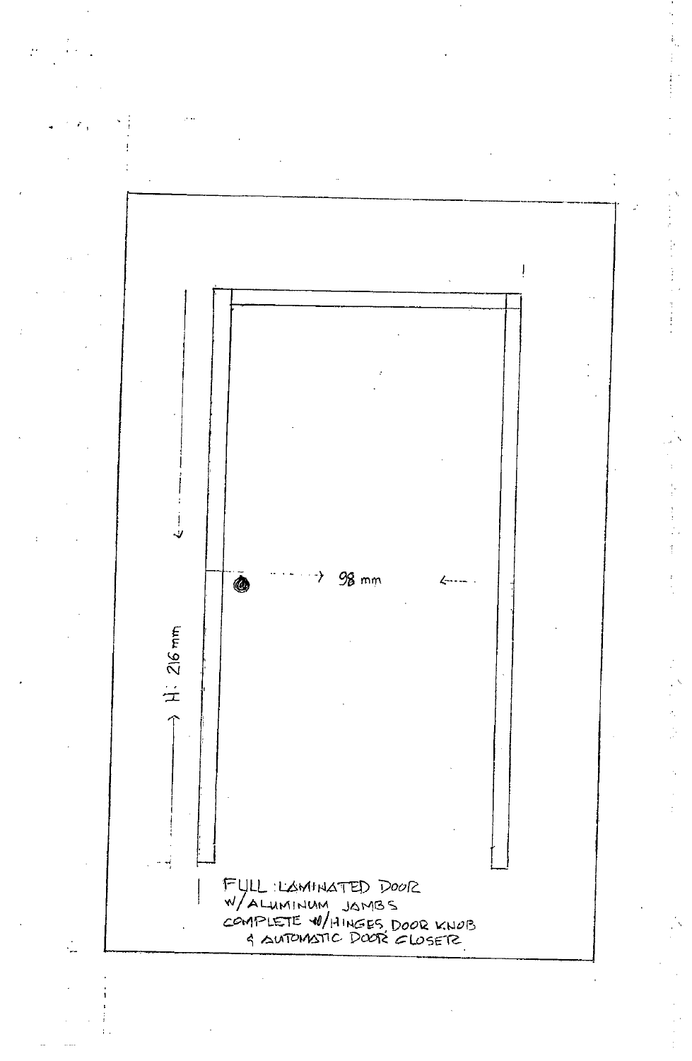98 mm

H: 216 mm

FULL LAMINATED DOOR
W/ALUMINUM JAMBS
COMPLETE W/HINGES, DOOR KNOB
& AUTOMATIC DOOR CLOSER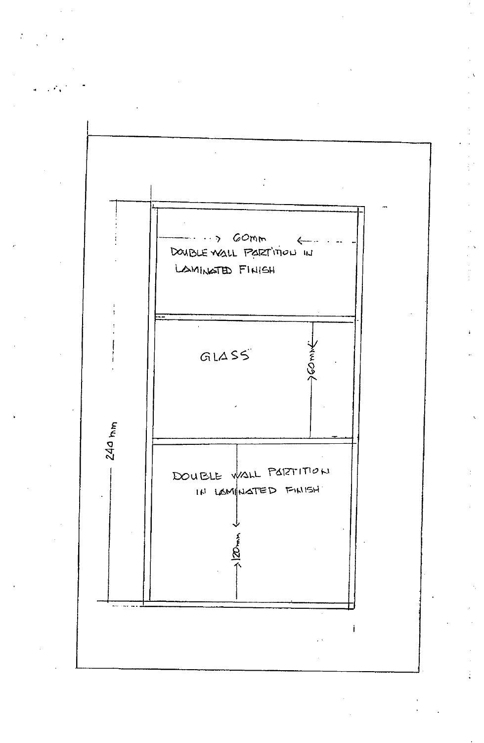60mm

DOUBLE WALL PARTITION IN LAMINATED FINISH

GLASS

60mm

240 mm

DOUBLE WALL PARTITION IN LAMINATED FINISH

120mm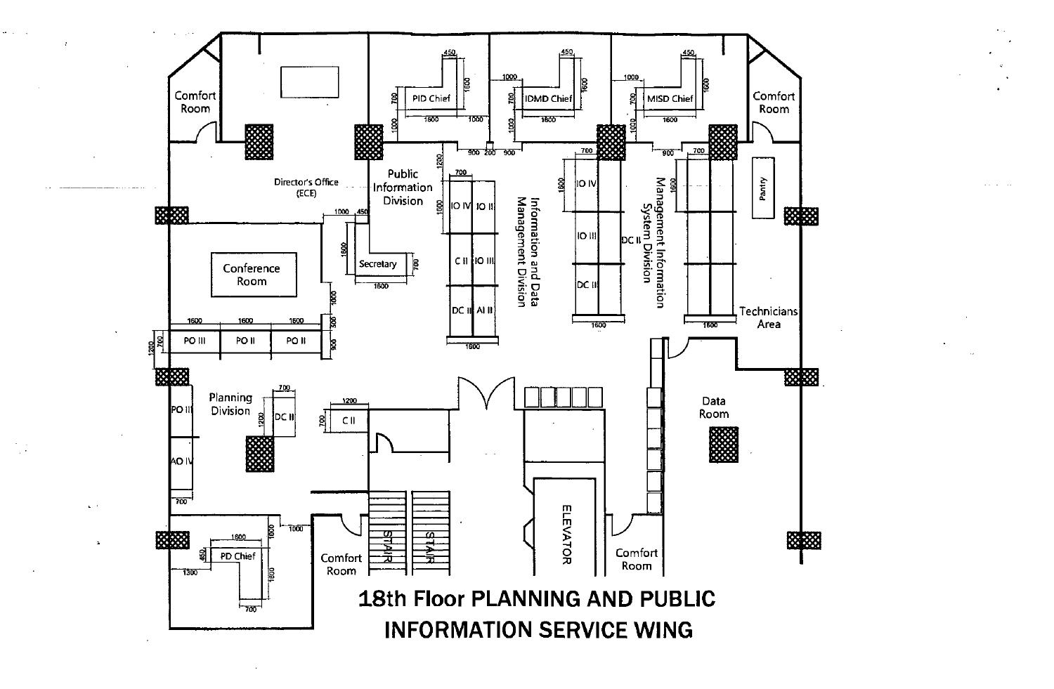# 18th Floor PLANNING AND PUBLIC INFORMATION SERVICE WING

Comfort Room

Director's Office (ECE)

Conference Room

Secretary

PO III | PO II | PO II

Planning Division

PO III

AO IV

DC II

C II

PD Chief

Comfort Room

STAIR

STAIR

ELEVATOR

Comfort Room

Public Information Division

PID Chief

IDMD Chief

MISD Chief

IO IV | IO II

C II | IO III

DC II | AI II

Information and Data Management Division

IO IV

IO III

DC II

DC II

Management Information System Division

Comfort Room

Pantry

Technicians Area

Data Room

1600 1000 700 450 1200 900 200 1300 300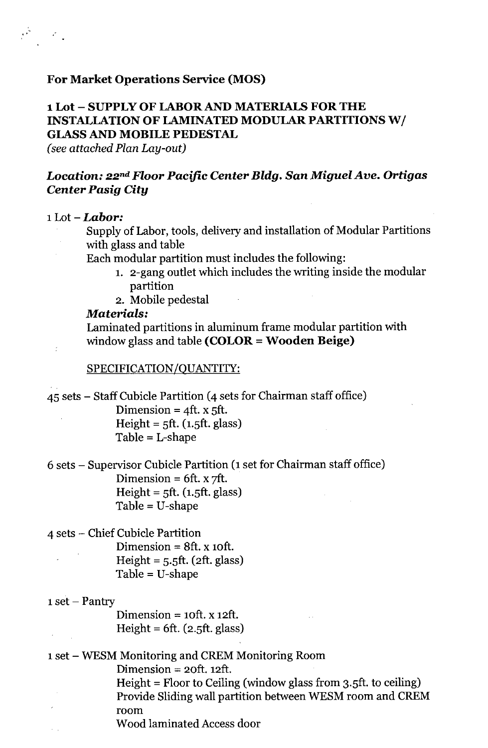**For Market Operations Service (MOS)**

**1 Lot – SUPPLY OF LABOR AND MATERIALS FOR THE INSTALLATION OF LAMINATED MODULAR PARTITIONS W/ GLASS AND MOBILE PEDESTAL**

*(see attached Plan Lay-out)*

***Location: 22nd Floor Pacific Center Bldg. San Miguel Ave. Ortigas Center Pasig City***

1 Lot – ***Labor:***

Supply of Labor, tools, delivery and installation of Modular Partitions with glass and table

Each modular partition must includes the following:

1. 2-gang outlet which includes the writing inside the modular partition
2. Mobile pedestal

***Materials:***

Laminated partitions in aluminum frame modular partition with window glass and table **(COLOR = Wooden Beige)**

SPECIFICATION/QUANTITY:

45 sets – Staff Cubicle Partition (4 sets for Chairman staff office)
- Dimension = 4ft. x 5ft.
- Height = 5ft. (1.5ft. glass)
- Table = L-shape

6 sets – Supervisor Cubicle Partition (1 set for Chairman staff office)
- Dimension = 6ft. x 7ft.
- Height = 5ft. (1.5ft. glass)
- Table = U-shape

4 sets – Chief Cubicle Partition
- Dimension = 8ft. x 10ft.
- Height = 5.5ft. (2ft. glass)
- Table = U-shape

1 set – Pantry
- Dimension = 10ft. x 12ft.
- Height = 6ft. (2.5ft. glass)

1 set – WESM Monitoring and CREM Monitoring Room
- Dimension = 20ft. 12ft.
- Height = Floor to Ceiling (window glass from 3.5ft. to ceiling)
- Provide Sliding wall partition between WESM room and CREM room
- Wood laminated Access door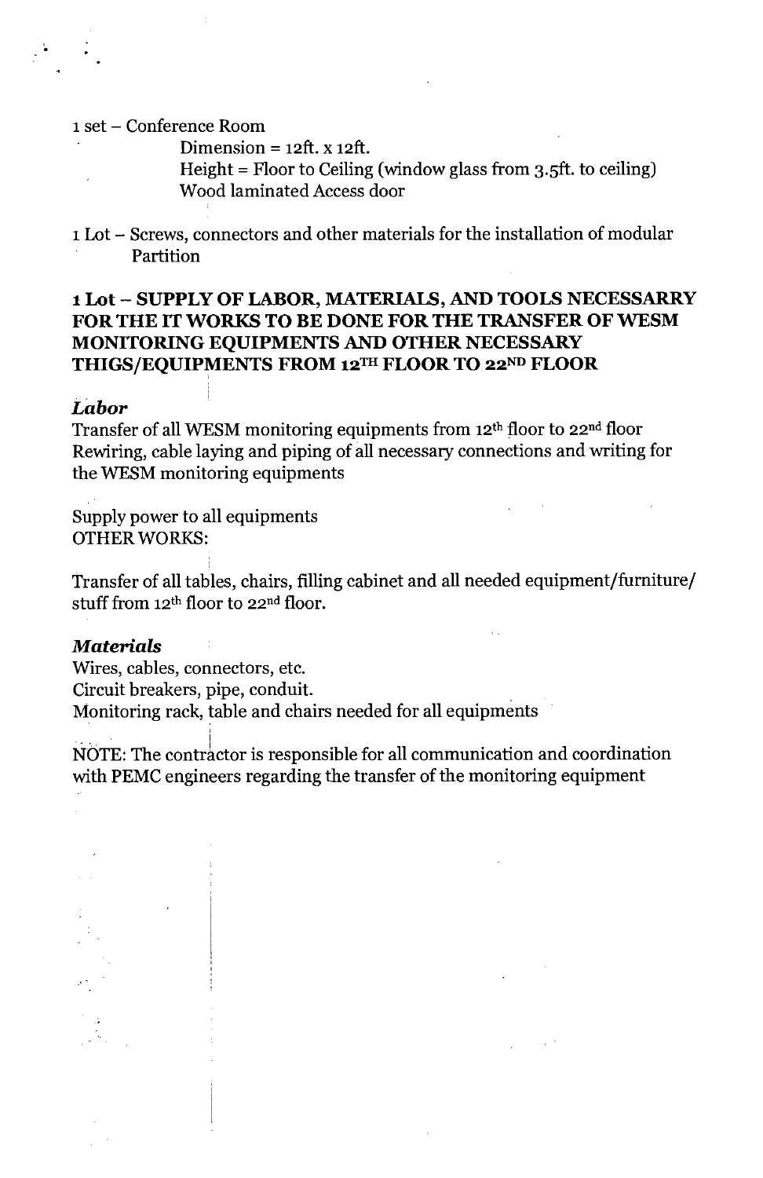1 set – Conference Room

Dimension = 12ft. x 12ft.

Height = Floor to Ceiling (window glass from 3.5ft. to ceiling)

Wood laminated Access door

1 Lot – Screws, connectors and other materials for the installation of modular Partition

**1 Lot – SUPPLY OF LABOR, MATERIALS, AND TOOLS NECESSARRY FOR THE IT WORKS TO BE DONE FOR THE TRANSFER OF WESM MONITORING EQUIPMENTS AND OTHER NECESSARY THIGS/EQUIPMENTS FROM 12TH FLOOR TO 22ND FLOOR**

***Labor***

Transfer of all WESM monitoring equipments from 12th floor to 22nd floor

Rewiring, cable laying and piping of all necessary connections and writing for the WESM monitoring equipments

Supply power to all equipments

OTHER WORKS:

Transfer of all tables, chairs, filling cabinet and all needed equipment/furniture/stuff from 12th floor to 22nd floor.

***Materials***

Wires, cables, connectors, etc.

Circuit breakers, pipe, conduit.

Monitoring rack, table and chairs needed for all equipments

NOTE: The contractor is responsible for all communication and coordination with PEMC engineers regarding the transfer of the monitoring equipment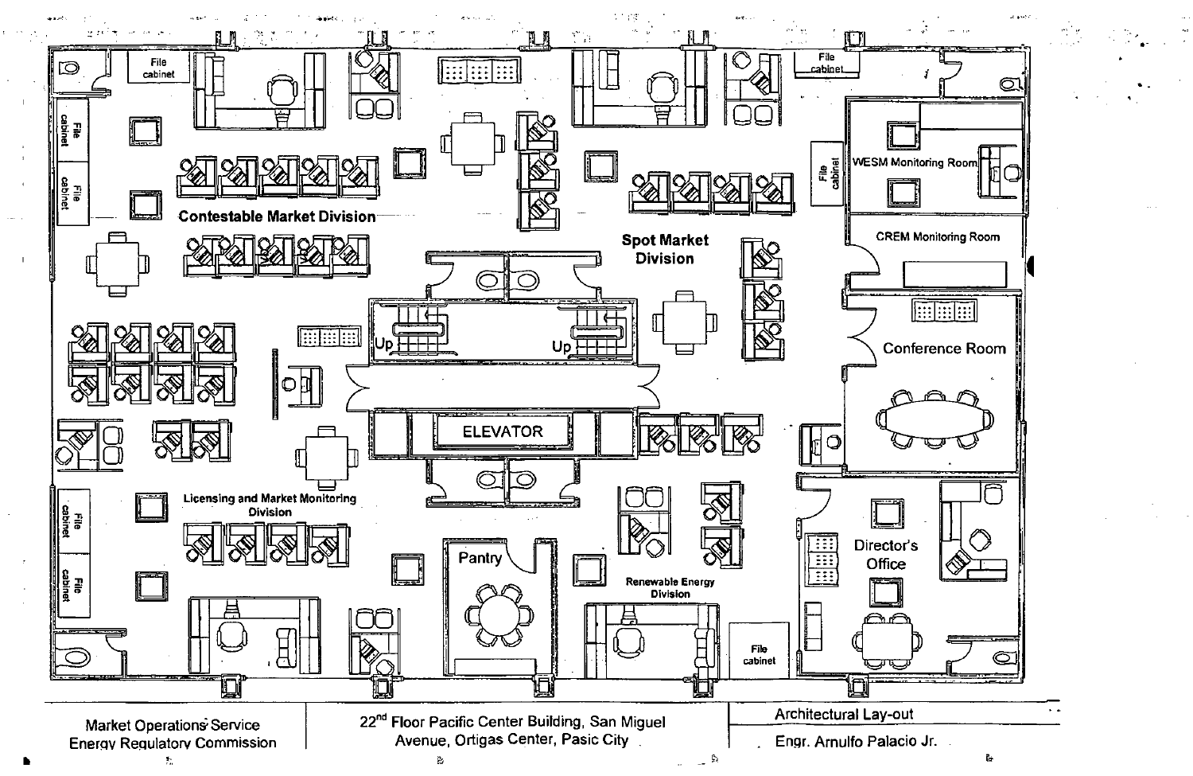File cabinet

File cabinet

File cabinet

File cabinet

Contestable Market Division

Spot Market Division

File cabinet

WESM Monitoring Room

CREM Monitoring Room

Conference Room

Up

Up

ELEVATOR

Licensing and Market Monitoring Division

File cabinet

File cabinet

Pantry

Renewable Energy Division

Director's Office

File cabinet

| | | |
|---|---|---|
| Market Operations Service<br>Energy Regulatory Commission | 22nd Floor Pacific Center Building, San Miguel Avenue, Ortigas Center, Pasic City | Architectural Lay-out<br>Engr. Arnulfo Palacio Jr. |